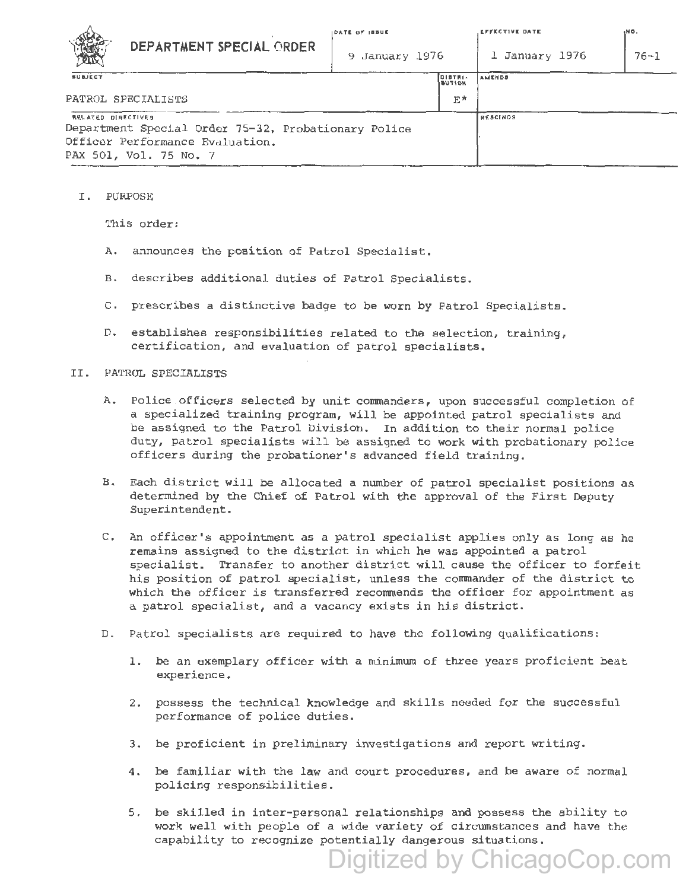| DEPARTMENT SPECIAL ORDER | DATE OF ISSUE<br>9 January 1976 | | EFFECTIVE DATE<br>1 January 1976 | NO.<br>76-1 |
|---|---|---|---|---|
| SUBJECT<br>PATROL SPECIALISTS | | DISTRIBUTION<br>E* | AMENDS | |
| RELATED DIRECTIVES<br>Department Special Order 75-32, Probationary Police Officer Performance Evaluation.<br>PAX 501, Vol. 75 No. 7 | | | RESCINDS | |

I. PURPOSE

This order:

A. announces the position of Patrol Specialist.

B. describes additional duties of Patrol Specialists.

C. prescribes a distinctive badge to be worn by Patrol Specialists.

D. establishes responsibilities related to the selection, training, certification, and evaluation of patrol specialists.

II. PATROL SPECIALISTS

A. Police officers selected by unit commanders, upon successful completion of a specialized training program, will be appointed patrol specialists and be assigned to the Patrol Division. In addition to their normal police duty, patrol specialists will be assigned to work with probationary police officers during the probationer's advanced field training.

B. Each district will be allocated a number of patrol specialist positions as determined by the Chief of Patrol with the approval of the First Deputy Superintendent.

C. An officer's appointment as a patrol specialist applies only as long as he remains assigned to the district in which he was appointed a patrol specialist. Transfer to another district will cause the officer to forfeit his position of patrol specialist, unless the commander of the district to which the officer is transferred recommends the officer for appointment as a patrol specialist, and a vacancy exists in his district.

D. Patrol specialists are required to have the following qualifications:

1. be an exemplary officer with a minimum of three years proficient beat experience.

2. possess the technical knowledge and skills needed for the successful performance of police duties.

3. be proficient in preliminary investigations and report writing.

4. be familiar with the law and court procedures, and be aware of normal policing responsibilities.

5. be skilled in inter-personal relationships and possess the ability to work well with people of a wide variety of circumstances and have the capability to recognize potentially dangerous situations.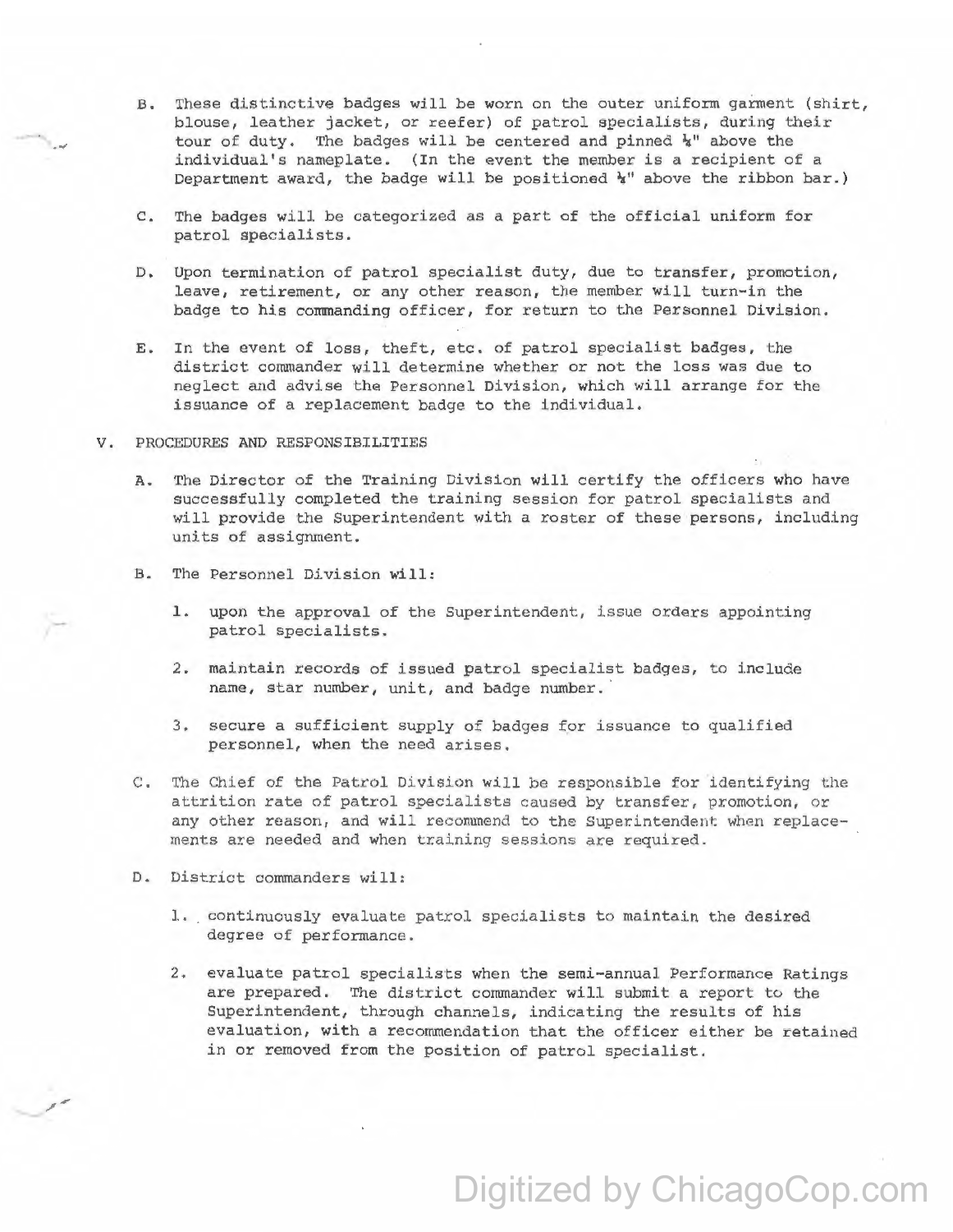B. These distinctive badges will be worn on the outer uniform garment (shirt, blouse, leather jacket, or reefer) of patrol specialists, during their tour of duty. The badges will be centered and pinned ¼" above the individual's nameplate. (In the event the member is a recipient of a Department award, the badge will be positioned ¼" above the ribbon bar.)

C. The badges will be categorized as a part of the official uniform for patrol specialists.

D. Upon termination of patrol specialist duty, due to transfer, promotion, leave, retirement, or any other reason, the member will turn-in the badge to his commanding officer, for return to the Personnel Division.

E. In the event of loss, theft, etc. of patrol specialist badges, the district commander will determine whether or not the loss was due to neglect and advise the Personnel Division, which will arrange for the issuance of a replacement badge to the individual.

V. PROCEDURES AND RESPONSIBILITIES

A. The Director of the Training Division will certify the officers who have successfully completed the training session for patrol specialists and will provide the Superintendent with a roster of these persons, including units of assignment.

B. The Personnel Division will:

1. upon the approval of the Superintendent, issue orders appointing patrol specialists.

2. maintain records of issued patrol specialist badges, to include name, star number, unit, and badge number.

3. secure a sufficient supply of badges for issuance to qualified personnel, when the need arises.

C. The Chief of the Patrol Division will be responsible for identifying the attrition rate of patrol specialists caused by transfer, promotion, or any other reason, and will recommend to the Superintendent when replacements are needed and when training sessions are required.

D. District commanders will:

1. continuously evaluate patrol specialists to maintain the desired degree of performance.

2. evaluate patrol specialists when the semi-annual Performance Ratings are prepared. The district commander will submit a report to the Superintendent, through channels, indicating the results of his evaluation, with a recommendation that the officer either be retained in or removed from the position of patrol specialist.